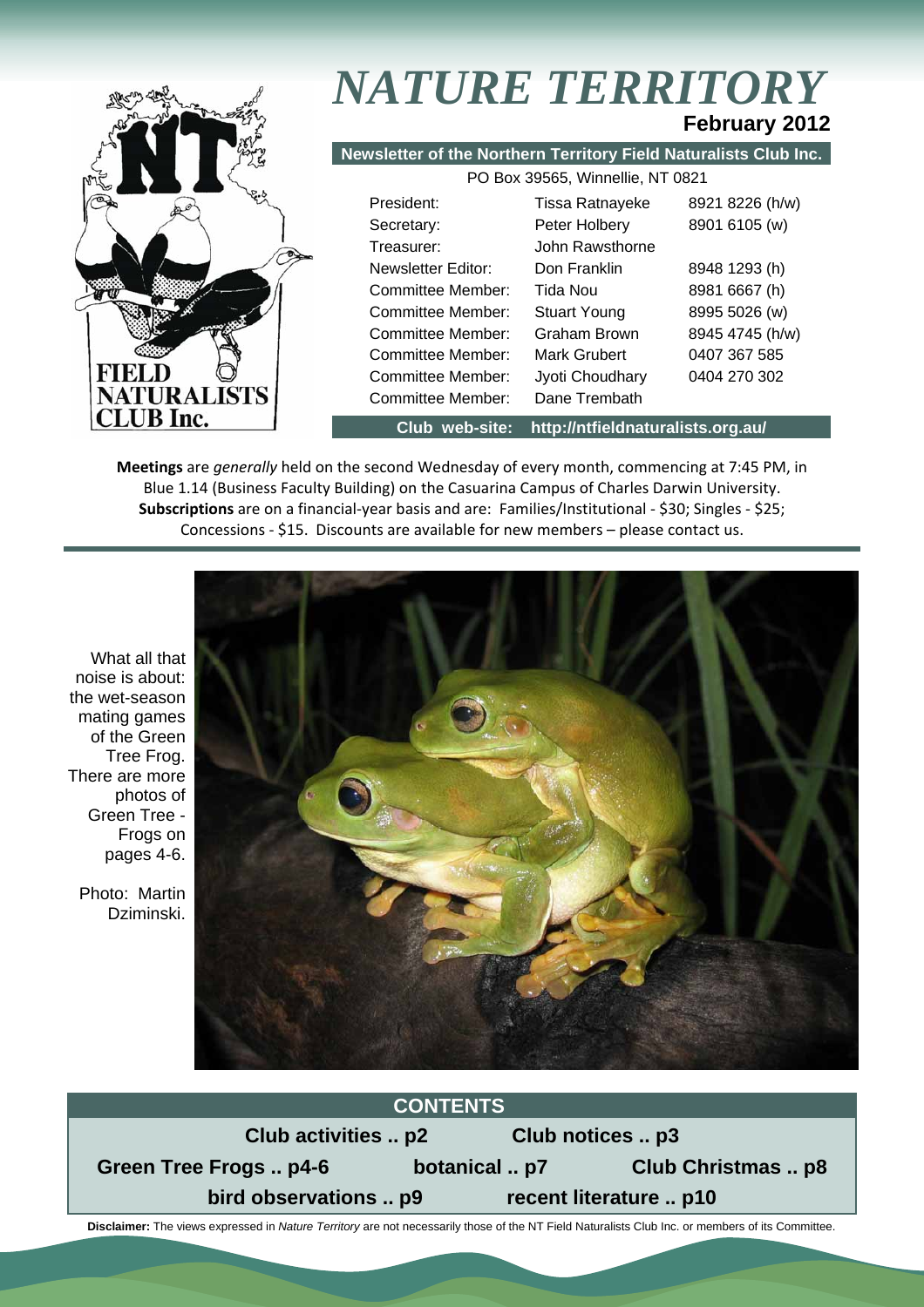# *NATURE TERRITORY*

**February 2012**

**Newsletter of the Northern Territory Field Naturalists Club Inc.**

PO Box 39565, Winnellie, NT 0821

| | | |
|---|---|---|
| President: | Tissa Ratnayeke | 8921 8226 (h/w) |
| Secretary: | Peter Holbery | 8901 6105 (w) |
| Treasurer: | John Rawsthorne | |
| Newsletter Editor: | Don Franklin | 8948 1293 (h) |
| Committee Member: | Tida Nou | 8981 6667 (h) |
| Committee Member: | Stuart Young | 8995 5026 (w) |
| Committee Member: | Graham Brown | 8945 4745 (h/w) |
| Committee Member: | Mark Grubert | 0407 367 585 |
| Committee Member: | Jyoti Choudhary | 0404 270 302 |
| Committee Member: | Dane Trembath | |

**Club web-site: http://ntfieldnaturalists.org.au/**

**Meetings** are *generally* held on the second Wednesday of every month, commencing at 7:45 PM, in Blue 1.14 (Business Faculty Building) on the Casuarina Campus of Charles Darwin University. **Subscriptions** are on a financial-year basis and are: Families/Institutional - $30; Singles - $25; Concessions - $15. Discounts are available for new members – please contact us.

What all that noise is about: the wet-season mating games of the Green Tree Frog. There are more photos of Green Tree - Frogs on pages 4-6.

Photo: Martin Dziminski.

## CONTENTS

**Club activities .. p2**
**Club notices .. p3**
**Green Tree Frogs .. p4-6**
**botanical .. p7**
**Club Christmas .. p8**
**bird observations .. p9**
**recent literature .. p10**

**Disclaimer:** The views expressed in *Nature Territory* are not necessarily those of the NT Field Naturalists Club Inc. or members of its Committee.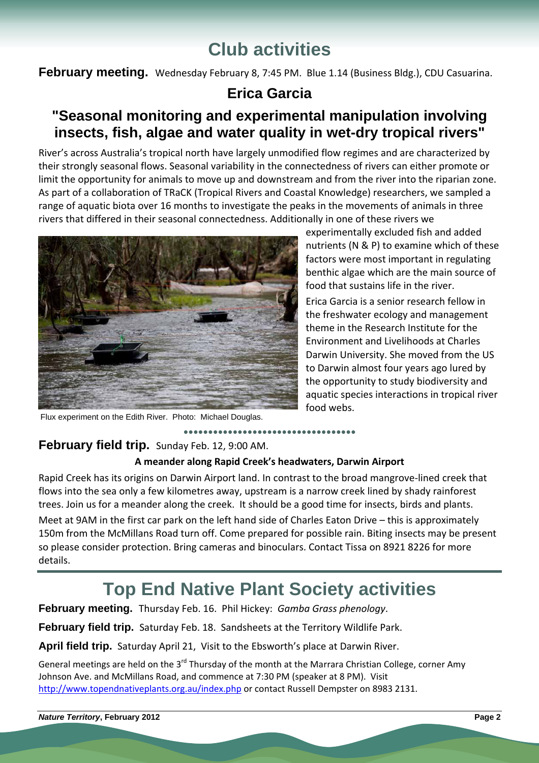# Club activities

**February meeting.** Wednesday February 8, 7:45 PM. Blue 1.14 (Business Bldg.), CDU Casuarina.

### Erica Garcia

## "Seasonal monitoring and experimental manipulation involving insects, fish, algae and water quality in wet-dry tropical rivers"

River's across Australia's tropical north have largely unmodified flow regimes and are characterized by their strongly seasonal flows. Seasonal variability in the connectedness of rivers can either promote or limit the opportunity for animals to move up and downstream and from the river into the riparian zone. As part of a collaboration of TRaCK (Tropical Rivers and Coastal Knowledge) researchers, we sampled a range of aquatic biota over 16 months to investigate the peaks in the movements of animals in three rivers that differed in their seasonal connectedness. Additionally in one of these rivers we experimentally excluded fish and added nutrients (N & P) to examine which of these factors were most important in regulating benthic algae which are the main source of food that sustains life in the river.

Flux experiment on the Edith River. Photo: Michael Douglas.

Erica Garcia is a senior research fellow in the freshwater ecology and management theme in the Research Institute for the Environment and Livelihoods at Charles Darwin University. She moved from the US to Darwin almost four years ago lured by the opportunity to study biodiversity and aquatic species interactions in tropical river food webs.

**February field trip.** Sunday Feb. 12, 9:00 AM.

**A meander along Rapid Creek's headwaters, Darwin Airport**

Rapid Creek has its origins on Darwin Airport land. In contrast to the broad mangrove-lined creek that flows into the sea only a few kilometres away, upstream is a narrow creek lined by shady rainforest trees. Join us for a meander along the creek. It should be a good time for insects, birds and plants.

Meet at 9AM in the first car park on the left hand side of Charles Eaton Drive – this is approximately 150m from the McMillans Road turn off. Come prepared for possible rain. Biting insects may be present so please consider protection. Bring cameras and binoculars. Contact Tissa on 8921 8226 for more details.

# Top End Native Plant Society activities

**February meeting.** Thursday Feb. 16. Phil Hickey: *Gamba Grass phenology*.

**February field trip.** Saturday Feb. 18. Sandsheets at the Territory Wildlife Park.

**April field trip.** Saturday April 21, Visit to the Ebsworth's place at Darwin River.

General meetings are held on the 3rd Thursday of the month at the Marrara Christian College, corner Amy Johnson Ave. and McMillans Road, and commence at 7:30 PM (speaker at 8 PM). Visit http://www.topendnativeplants.org.au/index.php or contact Russell Dempster on 8983 2131.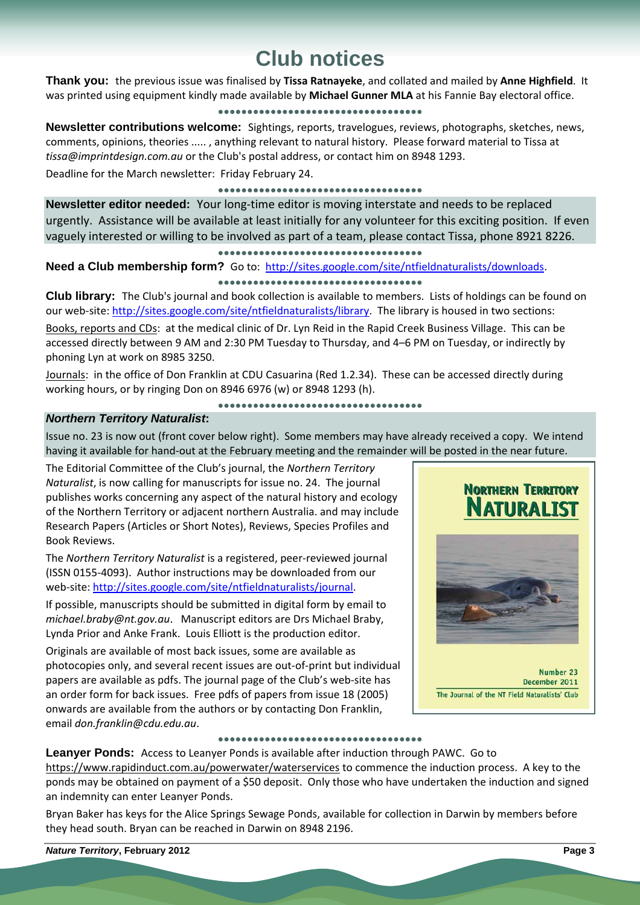# Club notices

**Thank you:** the previous issue was finalised by **Tissa Ratnayeke**, and collated and mailed by **Anne Highfield**. It was printed using equipment kindly made available by **Michael Gunner MLA** at his Fannie Bay electoral office.

**Newsletter contributions welcome:** Sightings, reports, travelogues, reviews, photographs, sketches, news, comments, opinions, theories ..... , anything relevant to natural history. Please forward material to Tissa at *tissa@imprintdesign.com.au* or the Club's postal address, or contact him on 8948 1293.

Deadline for the March newsletter: Friday February 24.

**Newsletter editor needed:** Your long-time editor is moving interstate and needs to be replaced urgently. Assistance will be available at least initially for any volunteer for this exciting position. If even vaguely interested or willing to be involved as part of a team, please contact Tissa, phone 8921 8226.

**Need a Club membership form?** Go to: http://sites.google.com/site/ntfieldnaturalists/downloads.

**Club library:** The Club's journal and book collection is available to members. Lists of holdings can be found on our web-site: http://sites.google.com/site/ntfieldnaturalists/library. The library is housed in two sections:

Books, reports and CDs: at the medical clinic of Dr. Lyn Reid in the Rapid Creek Business Village. This can be accessed directly between 9 AM and 2:30 PM Tuesday to Thursday, and 4–6 PM on Tuesday, or indirectly by phoning Lyn at work on 8985 3250.

Journals: in the office of Don Franklin at CDU Casuarina (Red 1.2.34). These can be accessed directly during working hours, or by ringing Don on 8946 6976 (w) or 8948 1293 (h).

***Northern Territory Naturalist*:**

Issue no. 23 is now out (front cover below right). Some members may have already received a copy. We intend having it available for hand-out at the February meeting and the remainder will be posted in the near future.

The Editorial Committee of the Club's journal, the *Northern Territory Naturalist*, is now calling for manuscripts for issue no. 24. The journal publishes works concerning any aspect of the natural history and ecology of the Northern Territory or adjacent northern Australia. and may include Research Papers (Articles or Short Notes), Reviews, Species Profiles and Book Reviews.

The *Northern Territory Naturalist* is a registered, peer-reviewed journal (ISSN 0155-4093). Author instructions may be downloaded from our web-site: http://sites.google.com/site/ntfieldnaturalists/journal.

If possible, manuscripts should be submitted in digital form by email to *michael.braby@nt.gov.au*. Manuscript editors are Drs Michael Braby, Lynda Prior and Anke Frank. Louis Elliott is the production editor.

Originals are available of most back issues, some are available as photocopies only, and several recent issues are out-of-print but individual papers are available as pdfs. The journal page of the Club's web-site has an order form for back issues. Free pdfs of papers from issue 18 (2005) onwards are available from the authors or by contacting Don Franklin, email *don.franklin@cdu.edu.au*.

NORTHERN TERRITORY NATURALIST

Number 23
December 2011
The Journal of the NT Field Naturalists' Club

**Leanyer Ponds:** Access to Leanyer Ponds is available after induction through PAWC. Go to https://www.rapidinduct.com.au/powerwater/waterservices to commence the induction process. A key to the ponds may be obtained on payment of a $50 deposit. Only those who have undertaken the induction and signed an indemnity can enter Leanyer Ponds.

Bryan Baker has keys for the Alice Springs Sewage Ponds, available for collection in Darwin by members before they head south. Bryan can be reached in Darwin on 8948 2196.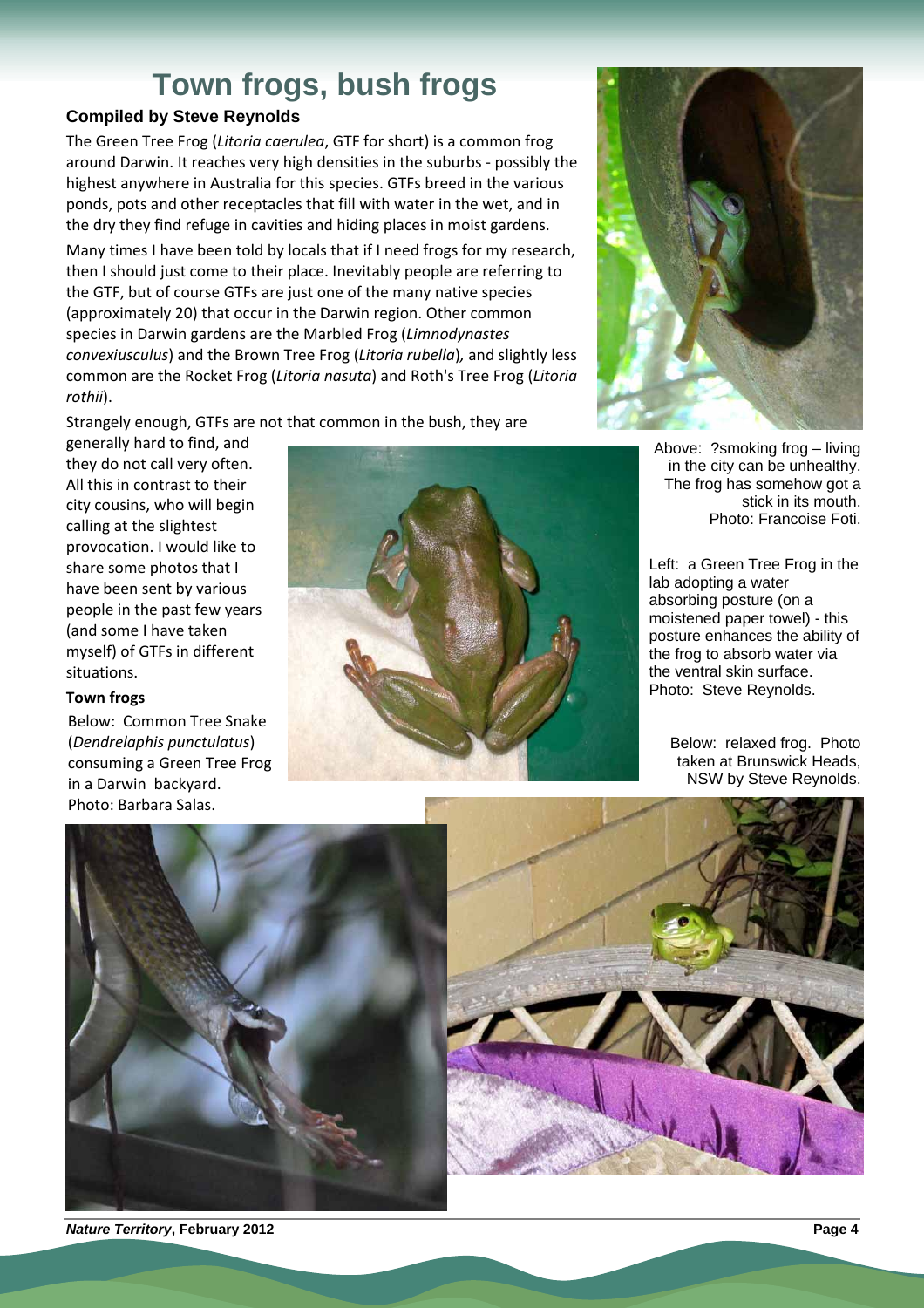# Town frogs, bush frogs

### Compiled by Steve Reynolds

The Green Tree Frog (*Litoria caerulea*, GTF for short) is a common frog around Darwin. It reaches very high densities in the suburbs - possibly the highest anywhere in Australia for this species. GTFs breed in the various ponds, pots and other receptacles that fill with water in the wet, and in the dry they find refuge in cavities and hiding places in moist gardens.

Many times I have been told by locals that if I need frogs for my research, then I should just come to their place. Inevitably people are referring to the GTF, but of course GTFs are just one of the many native species (approximately 20) that occur in the Darwin region. Other common species in Darwin gardens are the Marbled Frog (*Limnodynastes convexiusculus*) and the Brown Tree Frog (*Litoria rubella*), and slightly less common are the Rocket Frog (*Litoria nasuta*) and Roth's Tree Frog (*Litoria rothii*).

Strangely enough, GTFs are not that common in the bush, they are generally hard to find, and they do not call very often. All this in contrast to their city cousins, who will begin calling at the slightest provocation. I would like to share some photos that I have been sent by various people in the past few years (and some I have taken myself) of GTFs in different situations.

Above: ?smoking frog – living in the city can be unhealthy. The frog has somehow got a stick in its mouth. Photo: Francoise Foti.

Left: a Green Tree Frog in the lab adopting a water absorbing posture (on a moistened paper towel) - this posture enhances the ability of the frog to absorb water via the ventral skin surface. Photo: Steve Reynolds.

#### Town frogs

Below: Common Tree Snake (*Dendrelaphis punctulatus*) consuming a Green Tree Frog in a Darwin backyard. Photo: Barbara Salas.

Below: relaxed frog. Photo taken at Brunswick Heads, NSW by Steve Reynolds.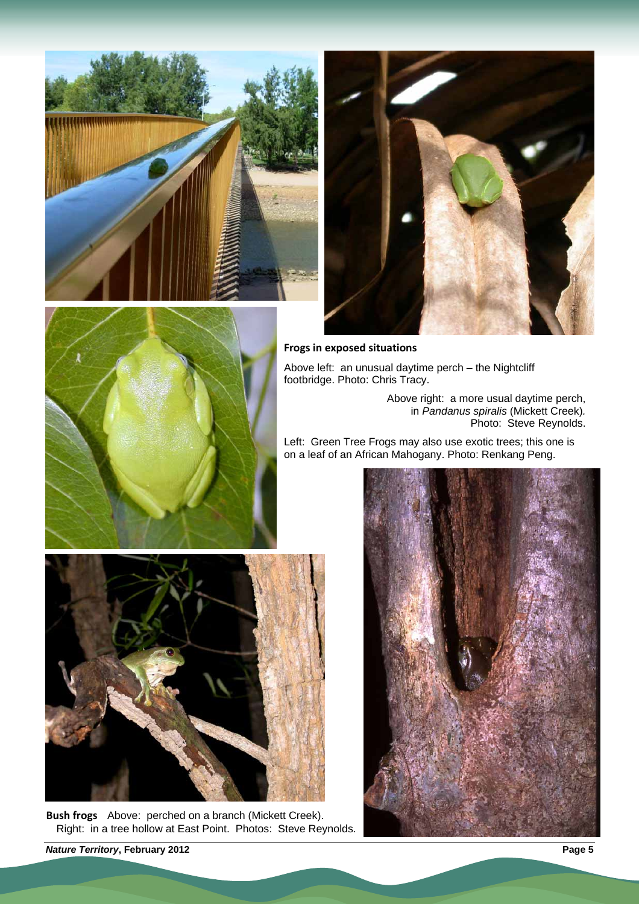**Frogs in exposed situations**

Above left: an unusual daytime perch – the Nightcliff footbridge. Photo: Chris Tracy.

Above right: a more usual daytime perch, in *Pandanus spiralis* (Mickett Creek). Photo: Steve Reynolds.

Left: Green Tree Frogs may also use exotic trees; this one is on a leaf of an African Mahogany. Photo: Renkang Peng.

**Bush frogs** Above: perched on a branch (Mickett Creek). Right: in a tree hollow at East Point. Photos: Steve Reynolds.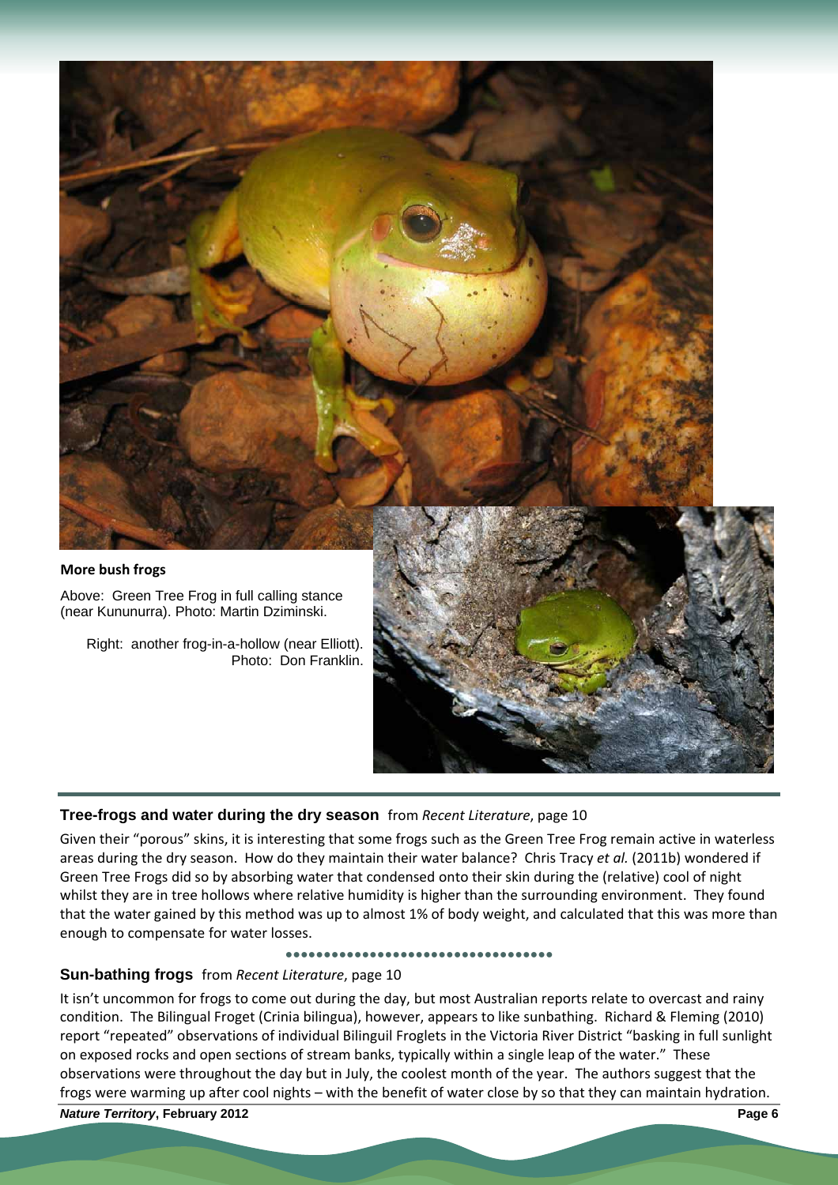**More bush frogs**

Above: Green Tree Frog in full calling stance (near Kununurra). Photo: Martin Dziminski.

Right: another frog-in-a-hollow (near Elliott). Photo: Don Franklin.

## Tree-frogs and water during the dry season from *Recent Literature*, page 10

Given their "porous" skins, it is interesting that some frogs such as the Green Tree Frog remain active in waterless areas during the dry season. How do they maintain their water balance? Chris Tracy *et al.* (2011b) wondered if Green Tree Frogs did so by absorbing water that condensed onto their skin during the (relative) cool of night whilst they are in tree hollows where relative humidity is higher than the surrounding environment. They found that the water gained by this method was up to almost 1% of body weight, and calculated that this was more than enough to compensate for water losses.

## Sun-bathing frogs from *Recent Literature*, page 10

It isn't uncommon for frogs to come out during the day, but most Australian reports relate to overcast and rainy condition. The Bilingual Froget (Crinia bilingua), however, appears to like sunbathing. Richard & Fleming (2010) report "repeated" observations of individual Bilinguil Froglets in the Victoria River District "basking in full sunlight on exposed rocks and open sections of stream banks, typically within a single leap of the water." These observations were throughout the day but in July, the coolest month of the year. The authors suggest that the frogs were warming up after cool nights – with the benefit of water close by so that they can maintain hydration.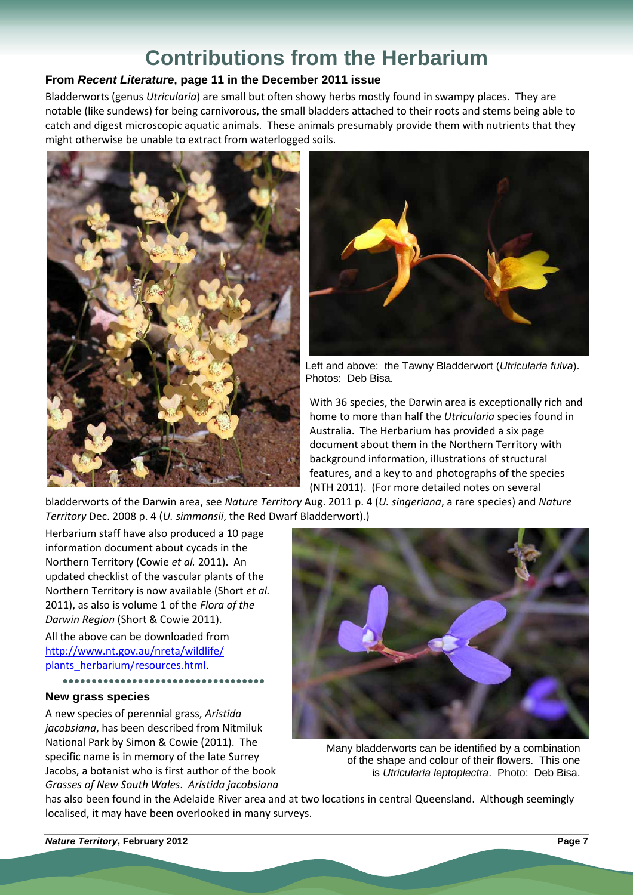# Contributions from the Herbarium

### From *Recent Literature*, page 11 in the December 2011 issue

Bladderworts (genus *Utricularia*) are small but often showy herbs mostly found in swampy places. They are notable (like sundews) for being carnivorous, the small bladders attached to their roots and stems being able to catch and digest microscopic aquatic animals. These animals presumably provide them with nutrients that they might otherwise be unable to extract from waterlogged soils.

Left and above: the Tawny Bladderwort (*Utricularia fulva*). Photos: Deb Bisa.

With 36 species, the Darwin area is exceptionally rich and home to more than half the *Utricularia* species found in Australia. The Herbarium has provided a six page document about them in the Northern Territory with background information, illustrations of structural features, and a key to and photographs of the species (NTH 2011). (For more detailed notes on several bladderworts of the Darwin area, see *Nature Territory* Aug. 2011 p. 4 (*U. singeriana*, a rare species) and *Nature Territory* Dec. 2008 p. 4 (*U. simmonsii*, the Red Dwarf Bladderwort).)

Herbarium staff have also produced a 10 page information document about cycads in the Northern Territory (Cowie *et al.* 2011). An updated checklist of the vascular plants of the Northern Territory is now available (Short *et al.* 2011), as also is volume 1 of the *Flora of the Darwin Region* (Short & Cowie 2011).

All the above can be downloaded from http://www.nt.gov.au/nreta/wildlife/plants_herbarium/resources.html.

Many bladderworts can be identified by a combination of the shape and colour of their flowers. This one is *Utricularia leptoplectra*. Photo: Deb Bisa.

### New grass species

A new species of perennial grass, *Aristida jacobsiana*, has been described from Nitmiluk National Park by Simon & Cowie (2011). The specific name is in memory of the late Surrey Jacobs, a botanist who is first author of the book *Grasses of New South Wales*. *Aristida jacobsiana* has also been found in the Adelaide River area and at two locations in central Queensland. Although seemingly localised, it may have been overlooked in many surveys.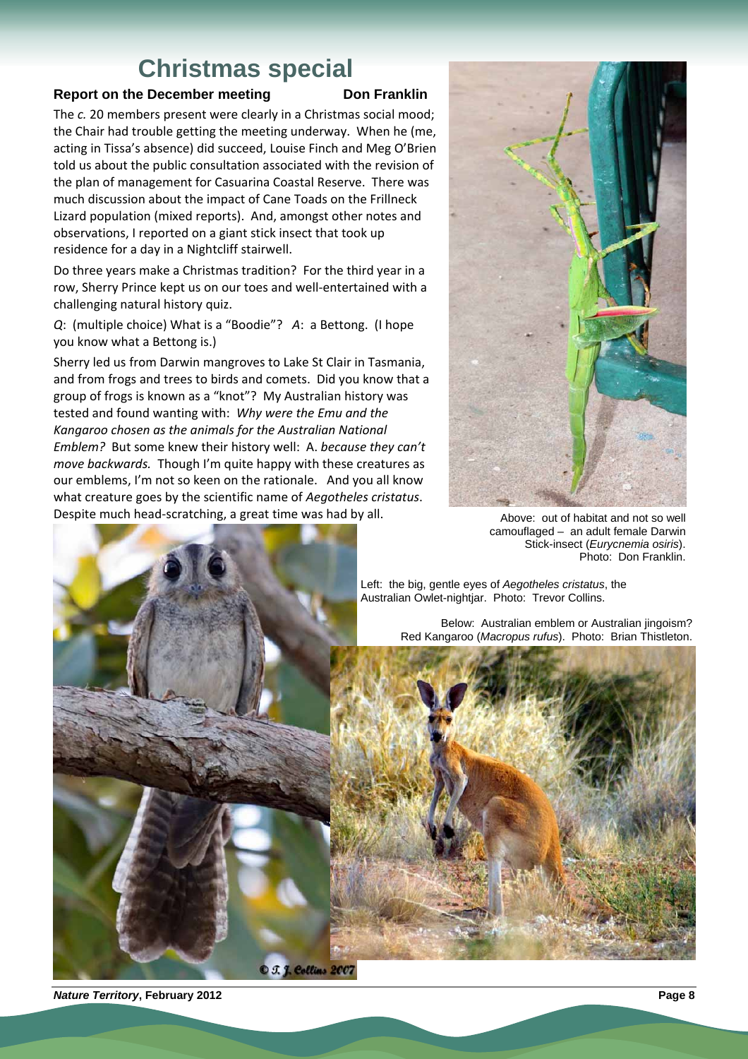# Christmas special

**Report on the December meeting** **Don Franklin**

The *c.* 20 members present were clearly in a Christmas social mood; the Chair had trouble getting the meeting underway. When he (me, acting in Tissa's absence) did succeed, Louise Finch and Meg O'Brien told us about the public consultation associated with the revision of the plan of management for Casuarina Coastal Reserve. There was much discussion about the impact of Cane Toads on the Frillneck Lizard population (mixed reports). And, amongst other notes and observations, I reported on a giant stick insect that took up residence for a day in a Nightcliff stairwell.

Do three years make a Christmas tradition? For the third year in a row, Sherry Prince kept us on our toes and well-entertained with a challenging natural history quiz.

*Q*: (multiple choice) What is a "Boodie"? *A*: a Bettong. (I hope you know what a Bettong is.)

Sherry led us from Darwin mangroves to Lake St Clair in Tasmania, and from frogs and trees to birds and comets. Did you know that a group of frogs is known as a "knot"? My Australian history was tested and found wanting with: *Why were the Emu and the Kangaroo chosen as the animals for the Australian National Emblem?* But some knew their history well: A. *because they can't move backwards.* Though I'm quite happy with these creatures as our emblems, I'm not so keen on the rationale. And you all know what creature goes by the scientific name of *Aegotheles cristatus*. Despite much head-scratching, a great time was had by all.

Above: out of habitat and not so well camouflaged – an adult female Darwin Stick-insect (*Eurycnemia osiris*). Photo: Don Franklin.

Left: the big, gentle eyes of *Aegotheles cristatus*, the Australian Owlet-nightjar. Photo: Trevor Collins.

Below: Australian emblem or Australian jingoism? Red Kangaroo (*Macropus rufus*). Photo: Brian Thistleton.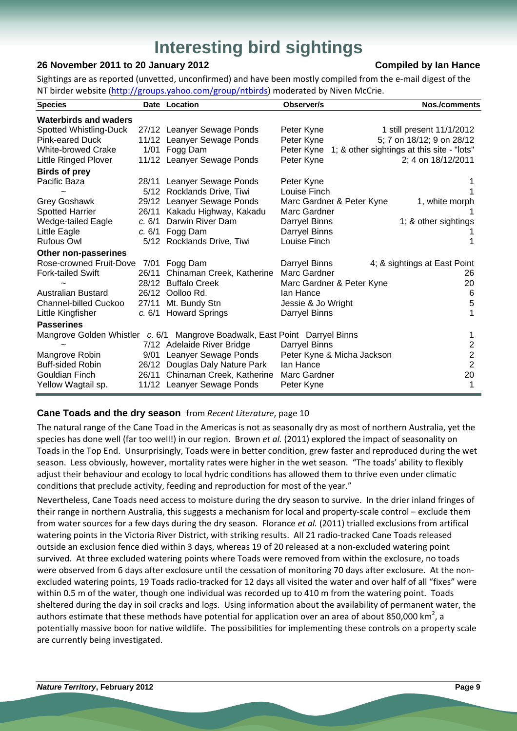# Interesting bird sightings

**26 November 2011 to 20 January 2012** **Compiled by Ian Hance**

Sightings are as reported (unvetted, unconfirmed) and have been mostly compiled from the e-mail digest of the NT birder website (http://groups.yahoo.com/group/ntbirds) moderated by Niven McCrie.

| Species | Date | Location | Observer/s | Nos./comments |
|---|---|---|---|---|
| **Waterbirds and waders** | | | | |
| Spotted Whistling-Duck | 27/12 | Leanyer Sewage Ponds | Peter Kyne | 1 still present 11/1/2012 |
| Pink-eared Duck | 11/12 | Leanyer Sewage Ponds | Peter Kyne | 5; 7 on 18/12; 9 on 28/12 |
| White-browed Crake | 1/01 | Fogg Dam | Peter Kyne | 1; & other sightings at this site - "lots" |
| Little Ringed Plover | 11/12 | Leanyer Sewage Ponds | Peter Kyne | 2; 4 on 18/12/2011 |
| **Birds of prey** | | | | |
| Pacific Baza | 28/11 | Leanyer Sewage Ponds | Peter Kyne | 1 |
| ~ | 5/12 | Rocklands Drive, Tiwi | Louise Finch | 1 |
| Grey Goshawk | 29/12 | Leanyer Sewage Ponds | Marc Gardner & Peter Kyne | 1, white morph |
| Spotted Harrier | 26/11 | Kakadu Highway, Kakadu | Marc Gardner | 1 |
| Wedge-tailed Eagle | *c.* 6/1 | Darwin River Dam | Darryel Binns | 1; & other sightings |
| Little Eagle | *c.* 6/1 | Fogg Dam | Darryel Binns | 1 |
| Rufous Owl | 5/12 | Rocklands Drive, Tiwi | Louise Finch | 1 |
| **Other non-passerines** | | | | |
| Rose-crowned Fruit-Dove | 7/01 | Fogg Dam | Darryel Binns | 4; & sightings at East Point |
| Fork-tailed Swift | 26/11 | Chinaman Creek, Katherine | Marc Gardner | 26 |
| ~ | 28/12 | Buffalo Creek | Marc Gardner & Peter Kyne | 20 |
| Australian Bustard | 26/12 | Oolloo Rd. | Ian Hance | 6 |
| Channel-billed Cuckoo | 27/11 | Mt. Bundy Stn | Jessie & Jo Wright | 5 |
| Little Kingfisher | *c.* 6/1 | Howard Springs | Darryel Binns | 1 |
| **Passerines** | | | | |
| Mangrove Golden Whistler | *c.* 6/1 | Mangrove Boadwalk, East Point | Darryel Binns | 1 |
| ~ | 7/12 | Adelaide River Bridge | Darryel Binns | 2 |
| Mangrove Robin | 9/01 | Leanyer Sewage Ponds | Peter Kyne & Micha Jackson | 2 |
| Buff-sided Robin | 26/12 | Douglas Daly Nature Park | Ian Hance | 2 |
| Gouldian Finch | 26/11 | Chinaman Creek, Katherine | Marc Gardner | 20 |
| Yellow Wagtail sp. | 11/12 | Leanyer Sewage Ponds | Peter Kyne | 1 |

### Cane Toads and the dry season from *Recent Literature*, page 10

The natural range of the Cane Toad in the Americas is not as seasonally dry as most of northern Australia, yet the species has done well (far too well!) in our region. Brown *et al.* (2011) explored the impact of seasonality on Toads in the Top End. Unsurprisingly, Toads were in better condition, grew faster and reproduced during the wet season. Less obviously, however, mortality rates were higher in the wet season. "The toads' ability to flexibly adjust their behaviour and ecology to local hydric conditions has allowed them to thrive even under climatic conditions that preclude activity, feeding and reproduction for most of the year."

Nevertheless, Cane Toads need access to moisture during the dry season to survive. In the drier inland fringes of their range in northern Australia, this suggests a mechanism for local and property-scale control – exclude them from water sources for a few days during the dry season. Florance *et al.* (2011) trialled exclusions from artifical watering points in the Victoria River District, with striking results. All 21 radio-tracked Cane Toads released outside an exclusion fence died within 3 days, whereas 19 of 20 released at a non-excluded watering point survived. At three excluded watering points where Toads were removed from within the exclosure, no toads were observed from 6 days after exclosure until the cessation of monitoring 70 days after exclosure. At the non-excluded watering points, 19 Toads radio-tracked for 12 days all visited the water and over half of all "fixes" were within 0.5 m of the water, though one individual was recorded up to 410 m from the watering point. Toads sheltered during the day in soil cracks and logs. Using information about the availability of permanent water, the authors estimate that these methods have potential for application over an area of about 850,000 km$^2$, a potentially massive boon for native wildlife. The possibilities for implementing these controls on a property scale are currently being investigated.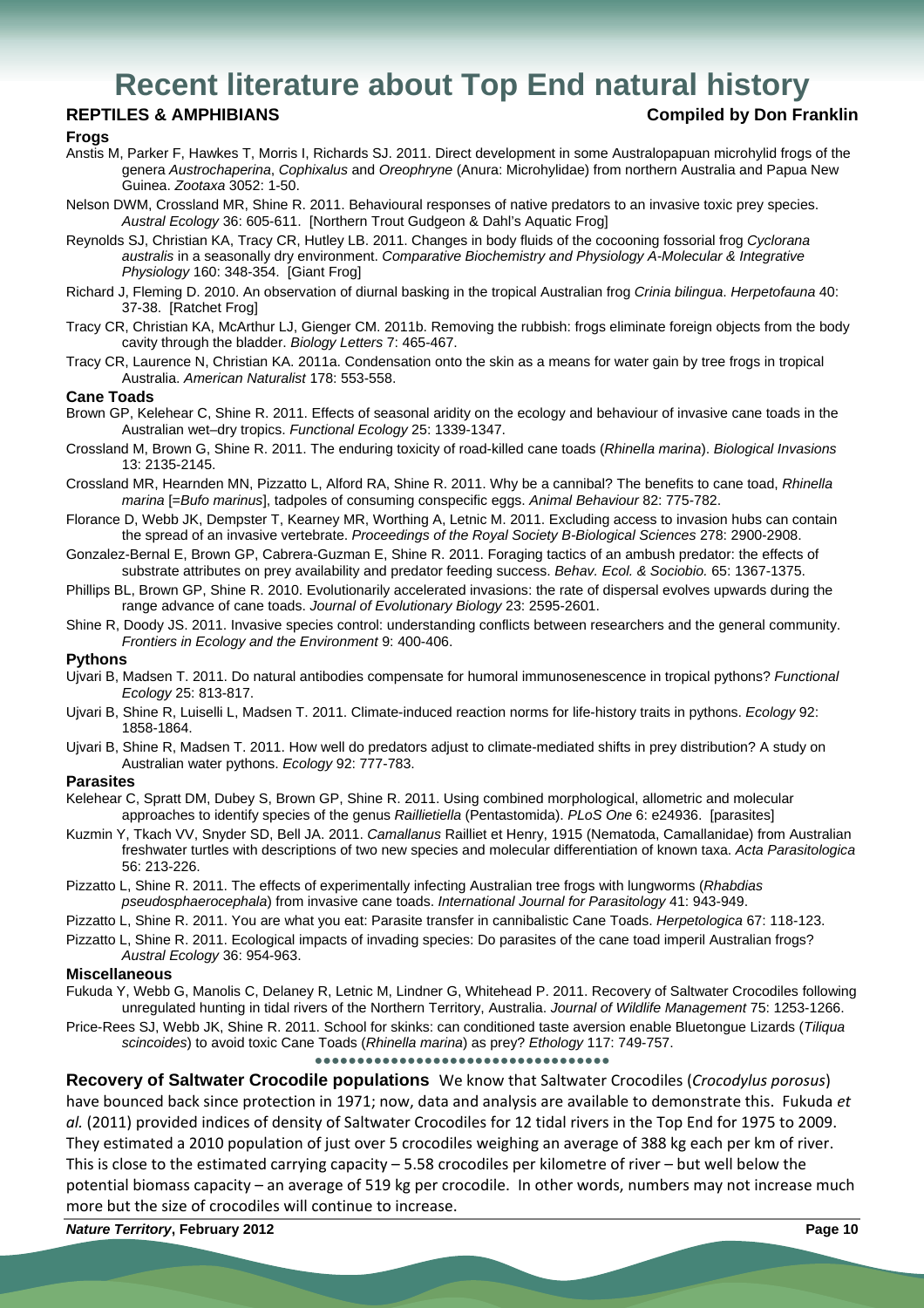# Recent literature about Top End natural history

## REPTILES & AMPHIBIANS

**Compiled by Don Franklin**

### Frogs

Anstis M, Parker F, Hawkes T, Morris I, Richards SJ. 2011. Direct development in some Australopapuan microhylid frogs of the genera *Austrochaperina*, *Cophixalus* and *Oreophryne* (Anura: Microhylidae) from northern Australia and Papua New Guinea. *Zootaxa* 3052: 1-50.

Nelson DWM, Crossland MR, Shine R. 2011. Behavioural responses of native predators to an invasive toxic prey species. *Austral Ecology* 36: 605-611. [Northern Trout Gudgeon & Dahl's Aquatic Frog]

Reynolds SJ, Christian KA, Tracy CR, Hutley LB. 2011. Changes in body fluids of the cocooning fossorial frog *Cyclorana australis* in a seasonally dry environment. *Comparative Biochemistry and Physiology A-Molecular & Integrative Physiology* 160: 348-354. [Giant Frog]

Richard J, Fleming D. 2010. An observation of diurnal basking in the tropical Australian frog *Crinia bilingua*. *Herpetofauna* 40: 37-38. [Ratchet Frog]

Tracy CR, Christian KA, McArthur LJ, Gienger CM. 2011b. Removing the rubbish: frogs eliminate foreign objects from the body cavity through the bladder. *Biology Letters* 7: 465-467.

Tracy CR, Laurence N, Christian KA. 2011a. Condensation onto the skin as a means for water gain by tree frogs in tropical Australia. *American Naturalist* 178: 553-558.

### Cane Toads

Brown GP, Kelehear C, Shine R. 2011. Effects of seasonal aridity on the ecology and behaviour of invasive cane toads in the Australian wet–dry tropics. *Functional Ecology* 25: 1339-1347.

Crossland M, Brown G, Shine R. 2011. The enduring toxicity of road-killed cane toads (*Rhinella marina*). *Biological Invasions* 13: 2135-2145.

Crossland MR, Hearnden MN, Pizzatto L, Alford RA, Shine R. 2011. Why be a cannibal? The benefits to cane toad, *Rhinella marina* [=*Bufo marinus*], tadpoles of consuming conspecific eggs. *Animal Behaviour* 82: 775-782.

Florance D, Webb JK, Dempster T, Kearney MR, Worthing A, Letnic M. 2011. Excluding access to invasion hubs can contain the spread of an invasive vertebrate. *Proceedings of the Royal Society B-Biological Sciences* 278: 2900-2908.

Gonzalez-Bernal E, Brown GP, Cabrera-Guzman E, Shine R. 2011. Foraging tactics of an ambush predator: the effects of substrate attributes on prey availability and predator feeding success. *Behav. Ecol. & Sociobio.* 65: 1367-1375.

Phillips BL, Brown GP, Shine R. 2010. Evolutionarily accelerated invasions: the rate of dispersal evolves upwards during the range advance of cane toads. *Journal of Evolutionary Biology* 23: 2595-2601.

Shine R, Doody JS. 2011. Invasive species control: understanding conflicts between researchers and the general community. *Frontiers in Ecology and the Environment* 9: 400-406.

### Pythons

Ujvari B, Madsen T. 2011. Do natural antibodies compensate for humoral immunosenescence in tropical pythons? *Functional Ecology* 25: 813-817.

Ujvari B, Shine R, Luiselli L, Madsen T. 2011. Climate-induced reaction norms for life-history traits in pythons. *Ecology* 92: 1858-1864.

Ujvari B, Shine R, Madsen T. 2011. How well do predators adjust to climate-mediated shifts in prey distribution? A study on Australian water pythons. *Ecology* 92: 777-783.

### Parasites

Kelehear C, Spratt DM, Dubey S, Brown GP, Shine R. 2011. Using combined morphological, allometric and molecular approaches to identify species of the genus *Raillietiella* (Pentastomida). *PLoS One* 6: e24936. [parasites]

Kuzmin Y, Tkach VV, Snyder SD, Bell JA. 2011. *Camallanus* Railliet et Henry, 1915 (Nematoda, Camallanidae) from Australian freshwater turtles with descriptions of two new species and molecular differentiation of known taxa. *Acta Parasitologica* 56: 213-226.

Pizzatto L, Shine R. 2011. The effects of experimentally infecting Australian tree frogs with lungworms (*Rhabdias pseudosphaerocephala*) from invasive cane toads. *International Journal for Parasitology* 41: 943-949.

Pizzatto L, Shine R. 2011. You are what you eat: Parasite transfer in cannibalistic Cane Toads. *Herpetologica* 67: 118-123.

Pizzatto L, Shine R. 2011. Ecological impacts of invading species: Do parasites of the cane toad imperil Australian frogs? *Austral Ecology* 36: 954-963.

### Miscellaneous

Fukuda Y, Webb G, Manolis C, Delaney R, Letnic M, Lindner G, Whitehead P. 2011. Recovery of Saltwater Crocodiles following unregulated hunting in tidal rivers of the Northern Territory, Australia. *Journal of Wildlife Management* 75: 1253-1266.

Price-Rees SJ, Webb JK, Shine R. 2011. School for skinks: can conditioned taste aversion enable Bluetongue Lizards (*Tiliqua scincoides*) to avoid toxic Cane Toads (*Rhinella marina*) as prey? *Ethology* 117: 749-757.

---

**Recovery of Saltwater Crocodile populations** We know that Saltwater Crocodiles (*Crocodylus porosus*) have bounced back since protection in 1971; now, data and analysis are available to demonstrate this. Fukuda *et al.* (2011) provided indices of density of Saltwater Crocodiles for 12 tidal rivers in the Top End for 1975 to 2009. They estimated a 2010 population of just over 5 crocodiles weighing an average of 388 kg each per km of river. This is close to the estimated carrying capacity – 5.58 crocodiles per kilometre of river – but well below the potential biomass capacity – an average of 519 kg per crocodile. In other words, numbers may not increase much more but the size of crocodiles will continue to increase.